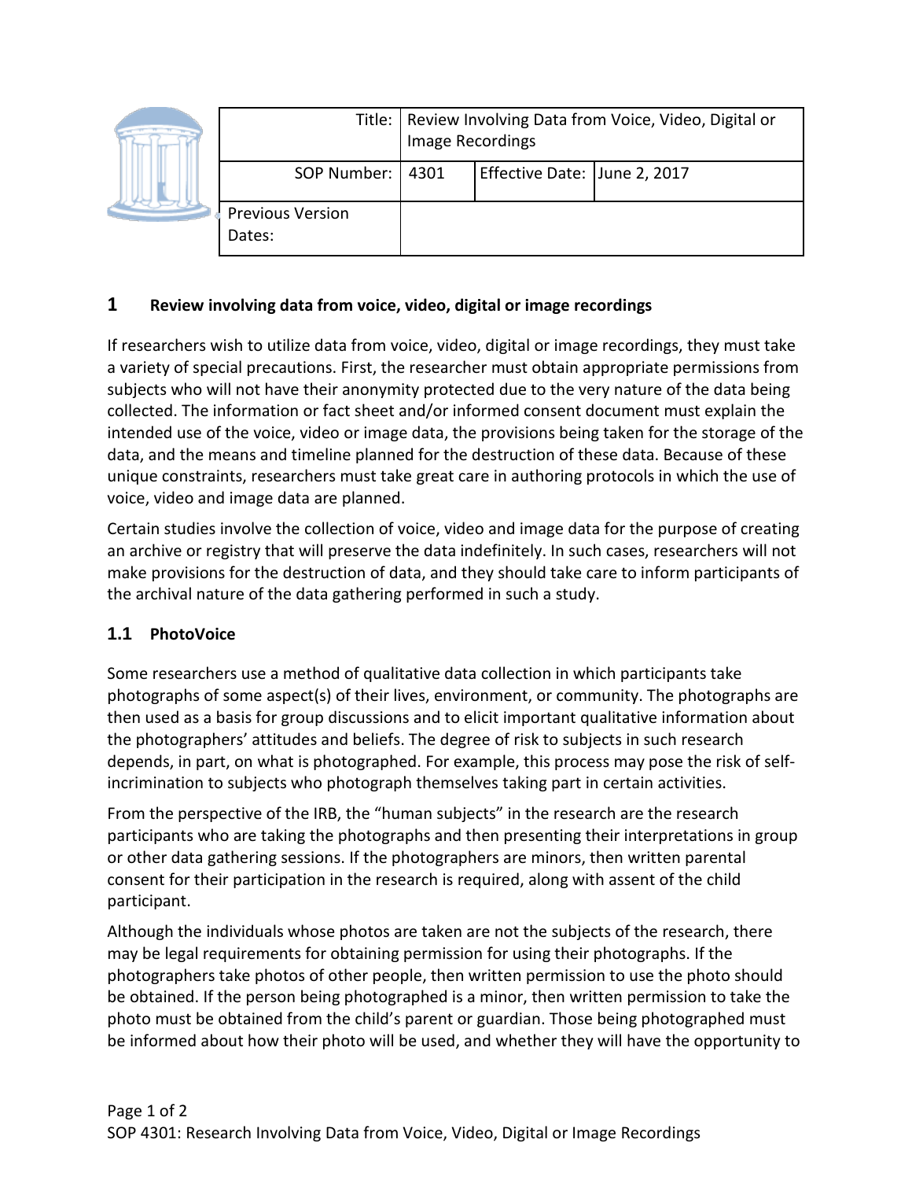| Title: | Review Involving Data from Voice, Video, Digital or Image Recordings | | |
|---|---|---|---|
| SOP Number: | 4301 | Effective Date: | June 2, 2017 |
| Previous Version Dates: | | | |

## 1 Review involving data from voice, video, digital or image recordings

If researchers wish to utilize data from voice, video, digital or image recordings, they must take a variety of special precautions. First, the researcher must obtain appropriate permissions from subjects who will not have their anonymity protected due to the very nature of the data being collected. The information or fact sheet and/or informed consent document must explain the intended use of the voice, video or image data, the provisions being taken for the storage of the data, and the means and timeline planned for the destruction of these data. Because of these unique constraints, researchers must take great care in authoring protocols in which the use of voice, video and image data are planned.

Certain studies involve the collection of voice, video and image data for the purpose of creating an archive or registry that will preserve the data indefinitely. In such cases, researchers will not make provisions for the destruction of data, and they should take care to inform participants of the archival nature of the data gathering performed in such a study.

### 1.1 PhotoVoice

Some researchers use a method of qualitative data collection in which participants take photographs of some aspect(s) of their lives, environment, or community. The photographs are then used as a basis for group discussions and to elicit important qualitative information about the photographers' attitudes and beliefs. The degree of risk to subjects in such research depends, in part, on what is photographed. For example, this process may pose the risk of self-incrimination to subjects who photograph themselves taking part in certain activities.

From the perspective of the IRB, the "human subjects" in the research are the research participants who are taking the photographs and then presenting their interpretations in group or other data gathering sessions. If the photographers are minors, then written parental consent for their participation in the research is required, along with assent of the child participant.

Although the individuals whose photos are taken are not the subjects of the research, there may be legal requirements for obtaining permission for using their photographs. If the photographers take photos of other people, then written permission to use the photo should be obtained. If the person being photographed is a minor, then written permission to take the photo must be obtained from the child's parent or guardian. Those being photographed must be informed about how their photo will be used, and whether they will have the opportunity to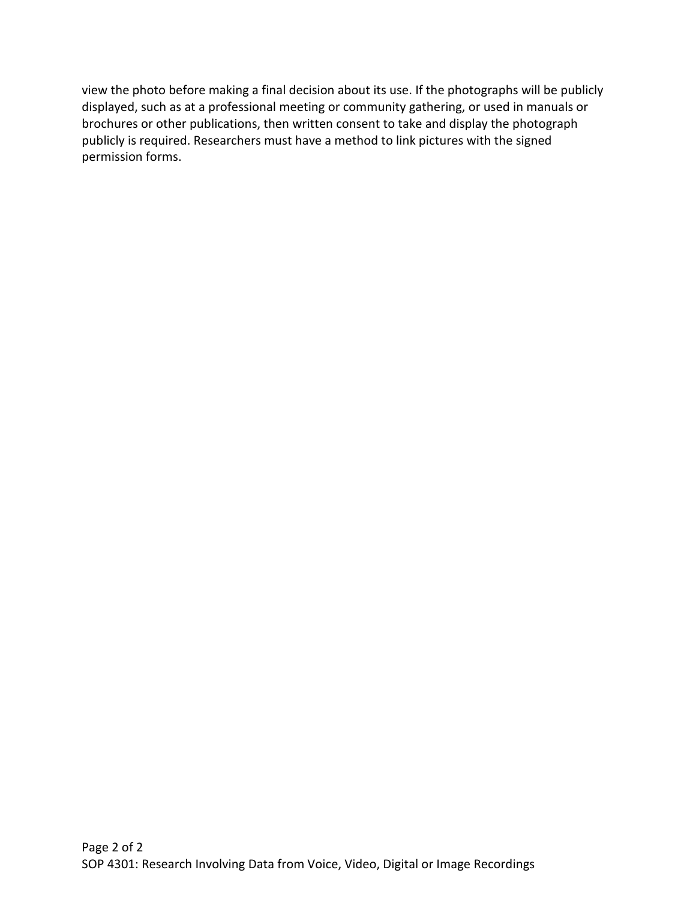view the photo before making a final decision about its use. If the photographs will be publicly displayed, such as at a professional meeting or community gathering, or used in manuals or brochures or other publications, then written consent to take and display the photograph publicly is required. Researchers must have a method to link pictures with the signed permission forms.